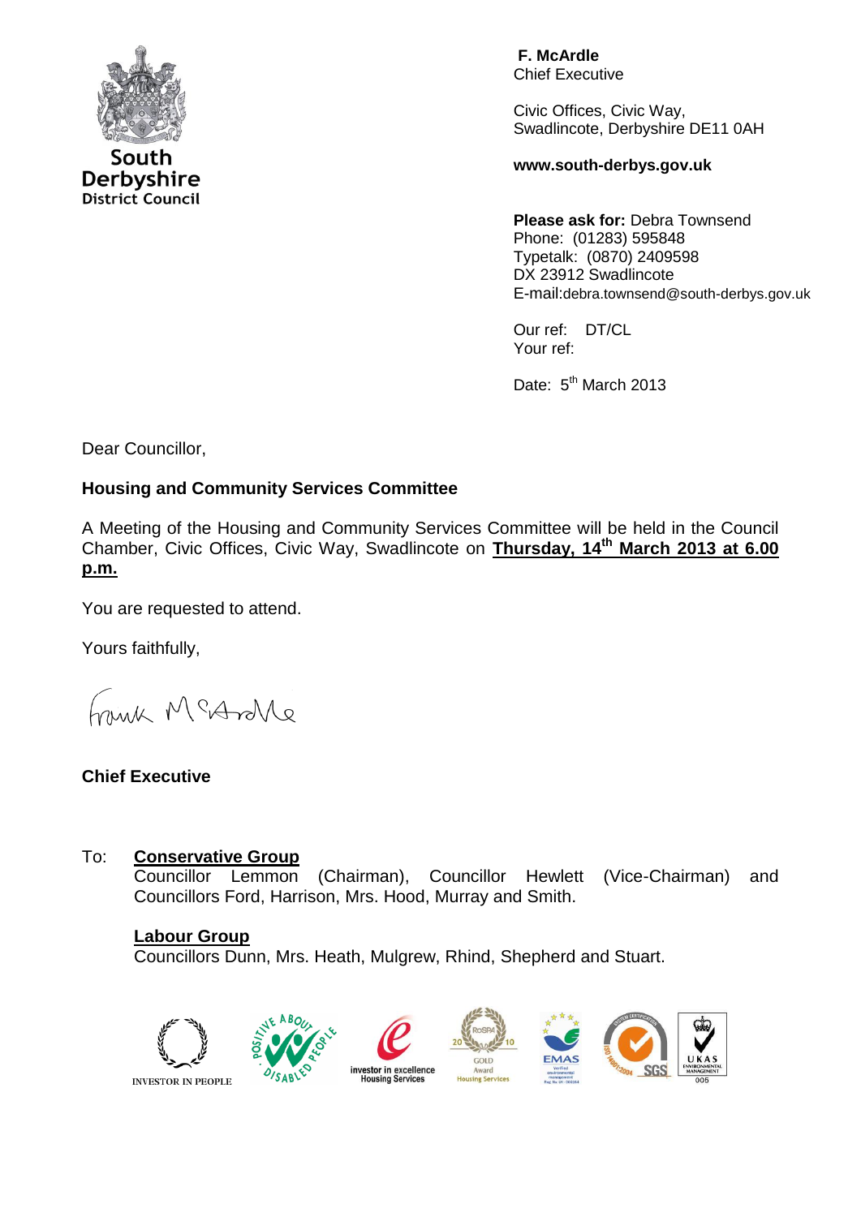South Derbyshire District Council

**F. McArdle**
Chief Executive

Civic Offices, Civic Way,
Swadlincote, Derbyshire DE11 0AH

**www.south-derbys.gov.uk**

**Please ask for:** Debra Townsend
Phone: (01283) 595848
Typetalk: (0870) 2409598
DX 23912 Swadlincote
E-mail:debra.townsend@south-derbys.gov.uk

Our ref: DT/CL
Your ref:

Date: 5th March 2013

Dear Councillor,

**Housing and Community Services Committee**

A Meeting of the Housing and Community Services Committee will be held in the Council Chamber, Civic Offices, Civic Way, Swadlincote on **Thursday, 14th March 2013 at 6.00 p.m.**

You are requested to attend.

Yours faithfully,

Frank McArdle

**Chief Executive**

To: **Conservative Group**
Councillor Lemmon (Chairman), Councillor Hewlett (Vice-Chairman) and Councillors Ford, Harrison, Mrs. Hood, Murray and Smith.

**Labour Group**
Councillors Dunn, Mrs. Heath, Mulgrew, Rhind, Shepherd and Stuart.

INVESTOR IN PEOPLE · POSITIVE ABOUT DISABLED PEOPLE · investor in excellence Housing Services · RoSPA 2010 GOLD Award Housing Services · EMAS · ISO 14001:2004 SGS · UKAS ENVIRONMENTAL MANAGEMENT 005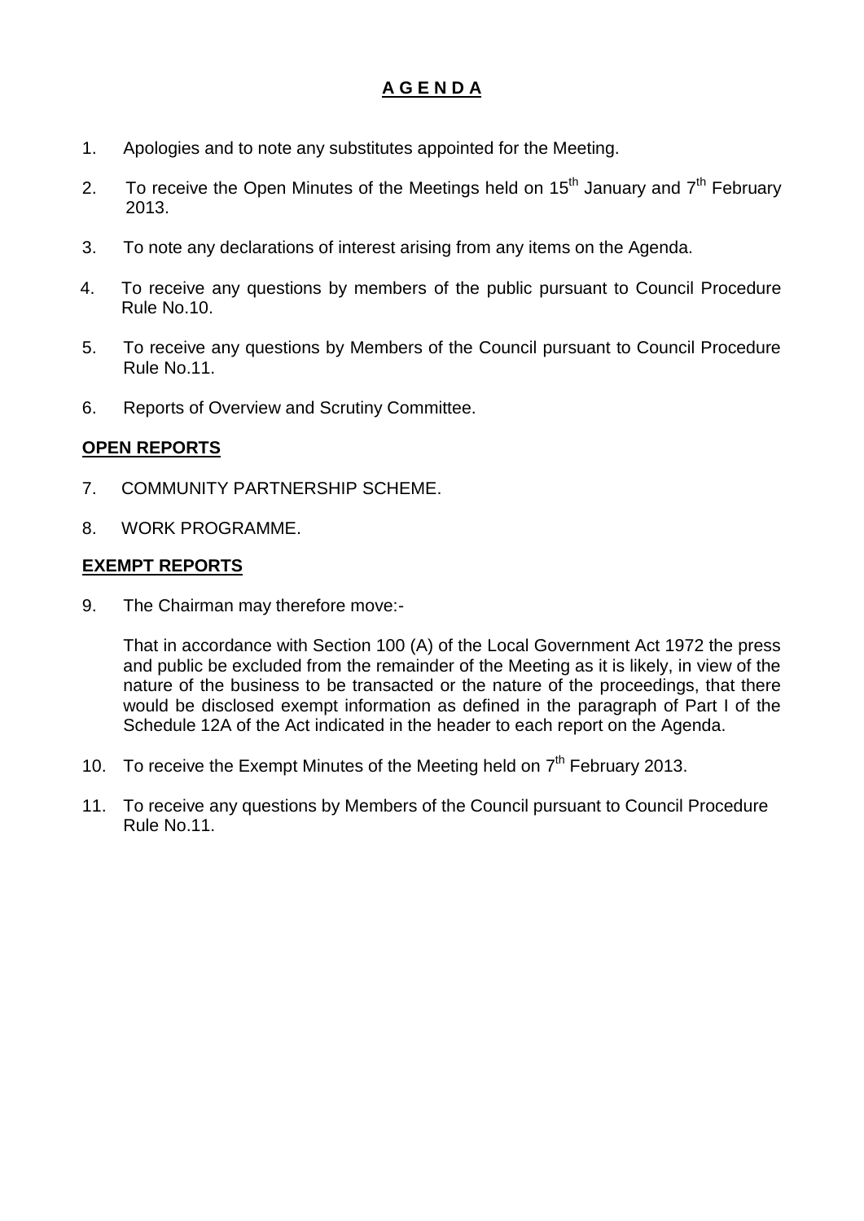# A G E N D A

1. Apologies and to note any substitutes appointed for the Meeting.

2. To receive the Open Minutes of the Meetings held on 15th January and 7th February 2013.

3. To note any declarations of interest arising from any items on the Agenda.

4. To receive any questions by members of the public pursuant to Council Procedure Rule No.10.

5. To receive any questions by Members of the Council pursuant to Council Procedure Rule No.11.

6. Reports of Overview and Scrutiny Committee.

**OPEN REPORTS**

7. COMMUNITY PARTNERSHIP SCHEME.

8. WORK PROGRAMME.

**EXEMPT REPORTS**

9. The Chairman may therefore move:-

   That in accordance with Section 100 (A) of the Local Government Act 1972 the press and public be excluded from the remainder of the Meeting as it is likely, in view of the nature of the business to be transacted or the nature of the proceedings, that there would be disclosed exempt information as defined in the paragraph of Part I of the Schedule 12A of the Act indicated in the header to each report on the Agenda.

10. To receive the Exempt Minutes of the Meeting held on 7th February 2013.

11. To receive any questions by Members of the Council pursuant to Council Procedure Rule No.11.